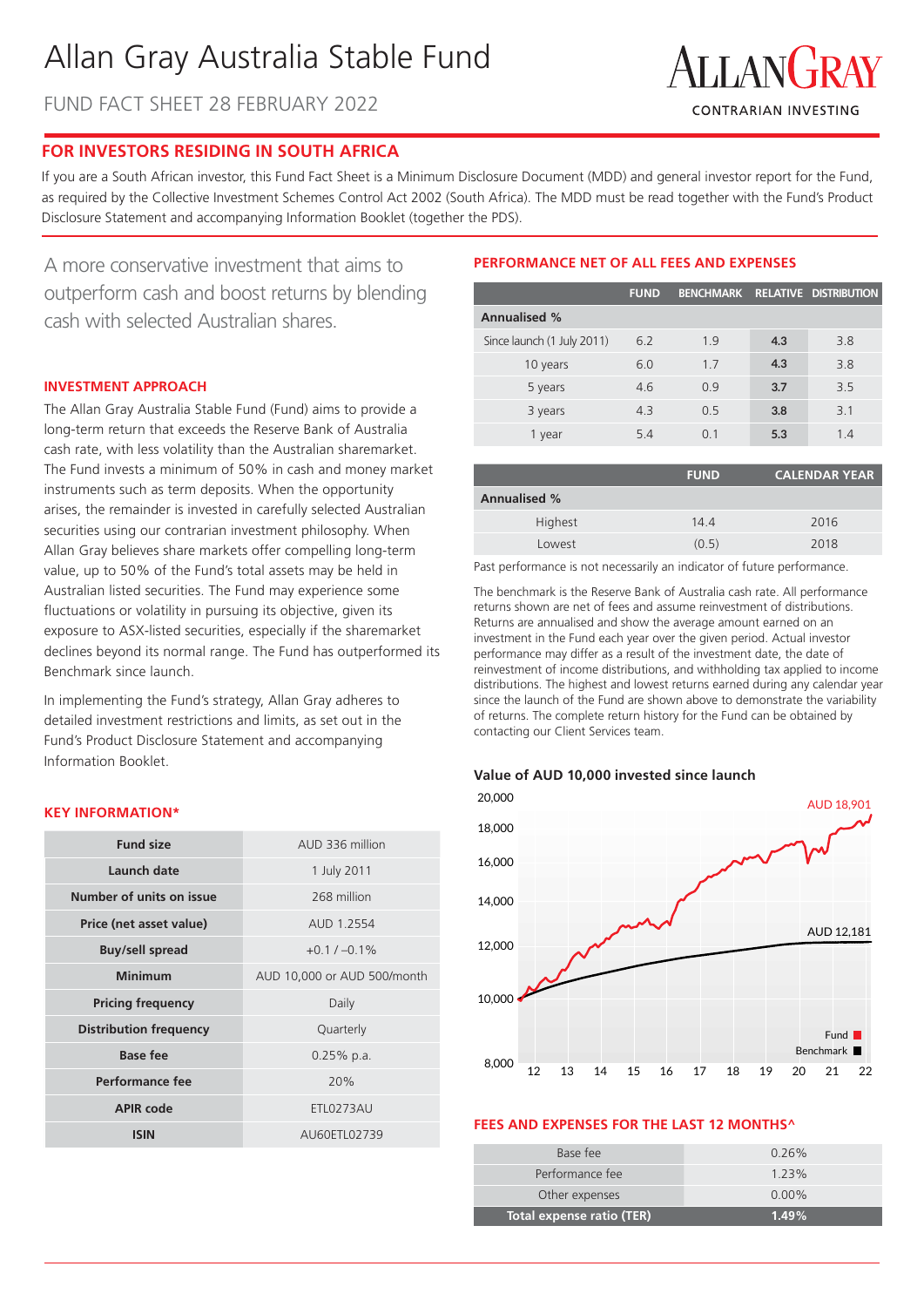# Allan Gray Australia Stable Fund

FUND FACT SHEET 28 FEBRUARY 2022

ALLANGRAY
CONTRARIAN INVESTING

## FOR INVESTORS RESIDING IN SOUTH AFRICA

If you are a South African investor, this Fund Fact Sheet is a Minimum Disclosure Document (MDD) and general investor report for the Fund, as required by the Collective Investment Schemes Control Act 2002 (South Africa). The MDD must be read together with the Fund's Product Disclosure Statement and accompanying Information Booklet (together the PDS).

A more conservative investment that aims to outperform cash and boost returns by blending cash with selected Australian shares.

### INVESTMENT APPROACH

The Allan Gray Australia Stable Fund (Fund) aims to provide a long-term return that exceeds the Reserve Bank of Australia cash rate, with less volatility than the Australian sharemarket. The Fund invests a minimum of 50% in cash and money market instruments such as term deposits. When the opportunity arises, the remainder is invested in carefully selected Australian securities using our contrarian investment philosophy. When Allan Gray believes share markets offer compelling long-term value, up to 50% of the Fund's total assets may be held in Australian listed securities. The Fund may experience some fluctuations or volatility in pursuing its objective, given its exposure to ASX-listed securities, especially if the sharemarket declines beyond its normal range. The Fund has outperformed its Benchmark since launch.

In implementing the Fund's strategy, Allan Gray adheres to detailed investment restrictions and limits, as set out in the Fund's Product Disclosure Statement and accompanying Information Booklet.

### KEY INFORMATION*

| | |
|---|---|
| **Fund size** | AUD 336 million |
| **Launch date** | 1 July 2011 |
| **Number of units on issue** | 268 million |
| **Price (net asset value)** | AUD 1.2554 |
| **Buy/sell spread** | +0.1 / –0.1% |
| **Minimum** | AUD 10,000 or AUD 500/month |
| **Pricing frequency** | Daily |
| **Distribution frequency** | Quarterly |
| **Base fee** | 0.25% p.a. |
| **Performance fee** | 20% |
| **APIR code** | ETL0273AU |
| **ISIN** | AU60ETL02739 |

### PERFORMANCE NET OF ALL FEES AND EXPENSES

| | FUND | BENCHMARK | RELATIVE | DISTRIBUTION |
|---|---|---|---|---|
| **Annualised %** | | | | |
| Since launch (1 July 2011) | 6.2 | 1.9 | **4.3** | 3.8 |
| 10 years | 6.0 | 1.7 | **4.3** | 3.8 |
| 5 years | 4.6 | 0.9 | **3.7** | 3.5 |
| 3 years | 4.3 | 0.5 | **3.8** | 3.1 |
| 1 year | 5.4 | 0.1 | **5.3** | 1.4 |

| | FUND | CALENDAR YEAR |
|---|---|---|
| **Annualised %** | | |
| Highest | 14.4 | 2016 |
| Lowest | (0.5) | 2018 |

Past performance is not necessarily an indicator of future performance.

The benchmark is the Reserve Bank of Australia cash rate. All performance returns shown are net of fees and assume reinvestment of distributions. Returns are annualised and show the average amount earned on an investment in the Fund each year over the given period. Actual investor performance may differ as a result of the investment date, the date of reinvestment of income distributions, and withholding tax applied to income distributions. The highest and lowest returns earned during any calendar year since the launch of the Fund are shown above to demonstrate the variability of returns. The complete return history for the Fund can be obtained by contacting our Client Services team.

**Value of AUD 10,000 invested since launch**

Fund: AUD 18,901; Benchmark: AUD 12,181

### FEES AND EXPENSES FOR THE LAST 12 MONTHS^

| | |
|---|---|
| Base fee | 0.26% |
| Performance fee | 1.23% |
| Other expenses | 0.00% |
| **Total expense ratio (TER)** | **1.49%** |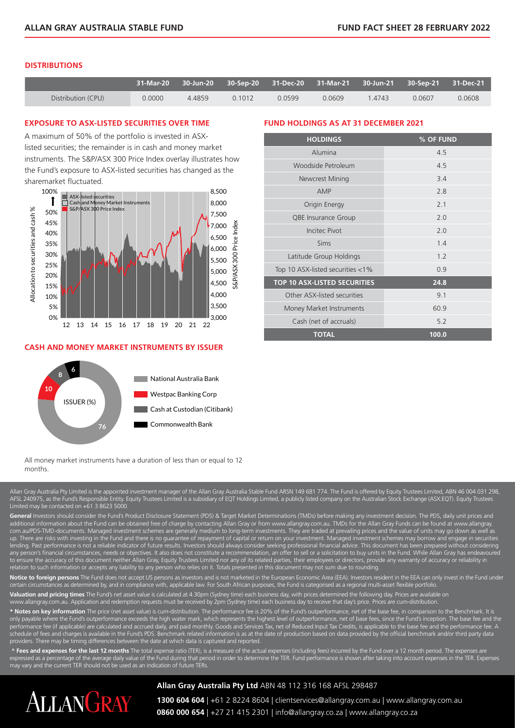## DISTRIBUTIONS

| | 31-Mar-20 | 30-Jun-20 | 30-Sep-20 | 31-Dec-20 | 31-Mar-21 | 30-Jun-21 | 30-Sep-21 | 31-Dec-21 |
|---|---|---|---|---|---|---|---|---|
| Distribution (CPU) | 0.0000 | 4.4859 | 0.1012 | 0.0599 | 0.0609 | 1.4743 | 0.0607 | 0.0608 |

## EXPOSURE TO ASX-LISTED SECURITIES OVER TIME

A maximum of 50% of the portfolio is invested in ASX-listed securities; the remainder is in cash and money market instruments. The S&P/ASX 300 Price Index overlay illustrates how the Fund's exposure to ASX-listed securities has changed as the sharemarket fluctuated.

ASX-listed securities
Cash and Money Market Instruments
S&P/ASX 300 Price Index

Allocation to securities and cash %
100%
50%
45%
40%
35%
30%
25%
20%
15%
10%
5%
0%

S&P/ASX 300 Price Index
8,500
8,000
7,500
7,000
6,500
6,000
5,500
5,000
4,500
4,000
3,500
3,000

12 13 14 15 16 17 18 19 20 21 22

## FUND HOLDINGS AS AT 31 DECEMBER 2021

| HOLDINGS | % OF FUND |
|---|---|
| Alumina | 4.5 |
| Woodside Petroleum | 4.5 |
| Newcrest Mining | 3.4 |
| AMP | 2.8 |
| Origin Energy | 2.1 |
| QBE Insurance Group | 2.0 |
| Incitec Pivot | 2.0 |
| Sims | 1.4 |
| Latitude Group Holdings | 1.2 |
| Top 10 ASX-listed securities <1% | 0.9 |
| **TOP 10 ASX-LISTED SECURITIES** | **24.8** |
| Other ASX-listed securities | 9.1 |
| Money Market Instruments | 60.9 |
| Cash (net of accruals) | 5.2 |
| **TOTAL** | **100.0** |

## CASH AND MONEY MARKET INSTRUMENTS BY ISSUER

ISSUER (%)
76
10
8
6

National Australia Bank
Westpac Banking Corp
Cash at Custodian (Citibank)
Commonwealth Bank

All money market instruments have a duration of less than or equal to 12 months.

Allan Gray Australia Pty Limited is the appointed investment manager of the Allan Gray Australia Stable Fund ARSN 149 681 774. The Fund is offered by Equity Trustees Limited, ABN 46 004 031 298, AFSL 240975, as the Fund's Responsible Entity. Equity Trustees Limited is a subsidiary of EQT Holdings Limited, a publicly listed company on the Australian Stock Exchange (ASX:EQT). Equity Trustees Limited may be contacted on +61 3 8623 5000.

**General** Investors should consider the Fund's Product Disclosure Statement (PDS) & Target Market Determinations (TMDs) before making any investment decision. The PDS, daily unit prices and additional information about the Fund can be obtained free of charge by contacting Allan Gray or from www.allangray.com.au. TMDs for the Allan Gray Funds can be found at www.allangray.com.au/PDS-TMD-documents. Managed investment schemes are generally medium to long-term investments. They are traded at prevailing prices and the value of units may go down as well as up. There are risks with investing in the Fund and there is no guarantee of repayment of capital or return on your investment. Managed investment schemes may borrow and engage in securities lending. Past performance is not a reliable indicator of future results. Investors should always consider seeking professional financial advice. This document has been prepared without considering any person's financial circumstances, needs or objectives. It also does not constitute a recommendation, an offer to sell or a solicitation to buy units in the Fund. While Allan Gray has endeavoured to ensure the accuracy of this document neither Allan Gray, Equity Trustees Limited nor any of its related parties, their employees or directors, provide any warranty of accuracy or reliability in relation to such information or accepts any liability to any person who relies on it. Totals presented in this document may not sum due to rounding.

**Notice to foreign persons** The Fund does not accept US persons as investors and is not marketed in the European Economic Area (EEA). Investors resident in the EEA can only invest in the Fund under certain circumstances as determined by, and in compliance with, applicable law. For South African purposes, the Fund is categorised as a regional multi-asset flexible portfolio.

**Valuation and pricing times** The Fund's net asset value is calculated at 4.30pm (Sydney time) each business day, with prices determined the following day. Prices are available on www.allangray.com.au. Application and redemption requests must be received by 2pm (Sydney time) each business day to receive that day's price. Prices are cum-distribution.

**\* Notes on key information** The price (net asset value) is cum-distribution. The performance fee is 20% of the Fund's outperformance, net of the base fee, in comparison to the Benchmark. It is only payable where the Fund's outperformance exceeds the high water mark, which represents the highest level of outperformance, net of base fees, since the Fund's inception. The base fee and the performance fee (if applicable) are calculated and accrued daily, and paid monthly. Goods and Services Tax, net of Reduced Input Tax Credits, is applicable to the base fee and the performance fee. A schedule of fees and charges is available in the Fund's PDS. Benchmark related information is as at the date of production based on data provided by the official benchmark and/or third party data providers. There may be timing differences between the date at which data is captured and reported.

**^ Fees and expenses for the last 12 months** The total expense ratio (TER), is a measure of the actual expenses (including fees) incurred by the Fund over a 12 month period. The expenses are expressed as a percentage of the average daily value of the Fund during that period in order to determine the TER. Fund performance is shown after taking into account expenses in the TER. Expenses may vary and the current TER should not be used as an indication of future TERs.

ALLANGRAY

**Allan Gray Australia Pty Ltd** ABN 48 112 316 168 AFSL 298487

**1300 604 604** | +61 2 8224 8604 | clientservices@allangray.com.au | www.allangray.com.au
**0860 000 654** | +27 21 415 2301 | info@allangray.co.za | www.allangray.co.za